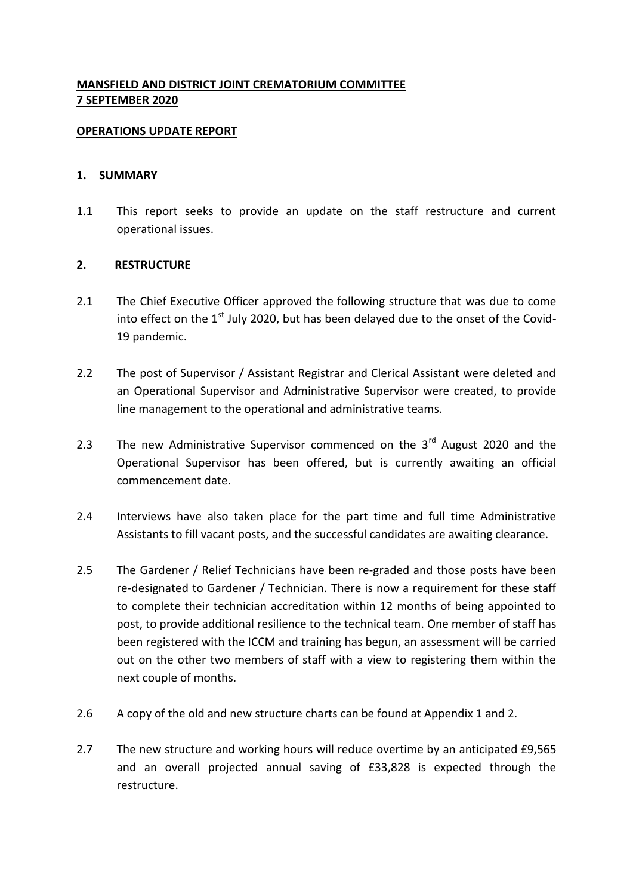**MANSFIELD AND DISTRICT JOINT CREMATORIUM COMMITTEE**
**7 SEPTEMBER 2020**

**OPERATIONS UPDATE REPORT**

## 1. SUMMARY

1.1 This report seeks to provide an update on the staff restructure and current operational issues.

## 2. RESTRUCTURE

2.1 The Chief Executive Officer approved the following structure that was due to come into effect on the 1st July 2020, but has been delayed due to the onset of the Covid-19 pandemic.

2.2 The post of Supervisor / Assistant Registrar and Clerical Assistant were deleted and an Operational Supervisor and Administrative Supervisor were created, to provide line management to the operational and administrative teams.

2.3 The new Administrative Supervisor commenced on the 3rd August 2020 and the Operational Supervisor has been offered, but is currently awaiting an official commencement date.

2.4 Interviews have also taken place for the part time and full time Administrative Assistants to fill vacant posts, and the successful candidates are awaiting clearance.

2.5 The Gardener / Relief Technicians have been re-graded and those posts have been re-designated to Gardener / Technician. There is now a requirement for these staff to complete their technician accreditation within 12 months of being appointed to post, to provide additional resilience to the technical team. One member of staff has been registered with the ICCM and training has begun, an assessment will be carried out on the other two members of staff with a view to registering them within the next couple of months.

2.6 A copy of the old and new structure charts can be found at Appendix 1 and 2.

2.7 The new structure and working hours will reduce overtime by an anticipated £9,565 and an overall projected annual saving of £33,828 is expected through the restructure.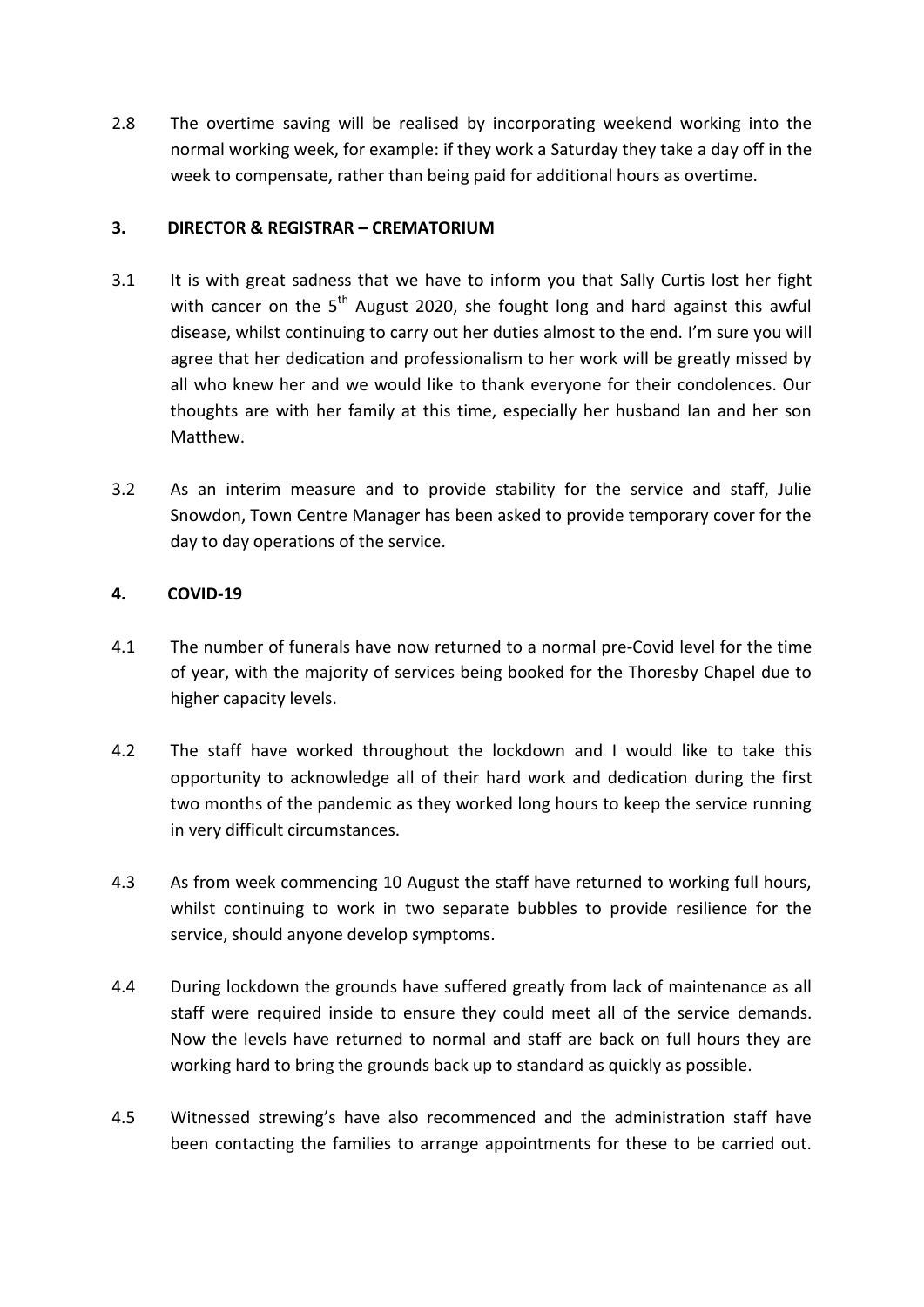2.8 The overtime saving will be realised by incorporating weekend working into the normal working week, for example: if they work a Saturday they take a day off in the week to compensate, rather than being paid for additional hours as overtime.

### 3. DIRECTOR & REGISTRAR – CREMATORIUM

3.1 It is with great sadness that we have to inform you that Sally Curtis lost her fight with cancer on the 5th August 2020, she fought long and hard against this awful disease, whilst continuing to carry out her duties almost to the end. I'm sure you will agree that her dedication and professionalism to her work will be greatly missed by all who knew her and we would like to thank everyone for their condolences. Our thoughts are with her family at this time, especially her husband Ian and her son Matthew.

3.2 As an interim measure and to provide stability for the service and staff, Julie Snowdon, Town Centre Manager has been asked to provide temporary cover for the day to day operations of the service.

### 4. COVID-19

4.1 The number of funerals have now returned to a normal pre-Covid level for the time of year, with the majority of services being booked for the Thoresby Chapel due to higher capacity levels.

4.2 The staff have worked throughout the lockdown and I would like to take this opportunity to acknowledge all of their hard work and dedication during the first two months of the pandemic as they worked long hours to keep the service running in very difficult circumstances.

4.3 As from week commencing 10 August the staff have returned to working full hours, whilst continuing to work in two separate bubbles to provide resilience for the service, should anyone develop symptoms.

4.4 During lockdown the grounds have suffered greatly from lack of maintenance as all staff were required inside to ensure they could meet all of the service demands. Now the levels have returned to normal and staff are back on full hours they are working hard to bring the grounds back up to standard as quickly as possible.

4.5 Witnessed strewing's have also recommenced and the administration staff have been contacting the families to arrange appointments for these to be carried out.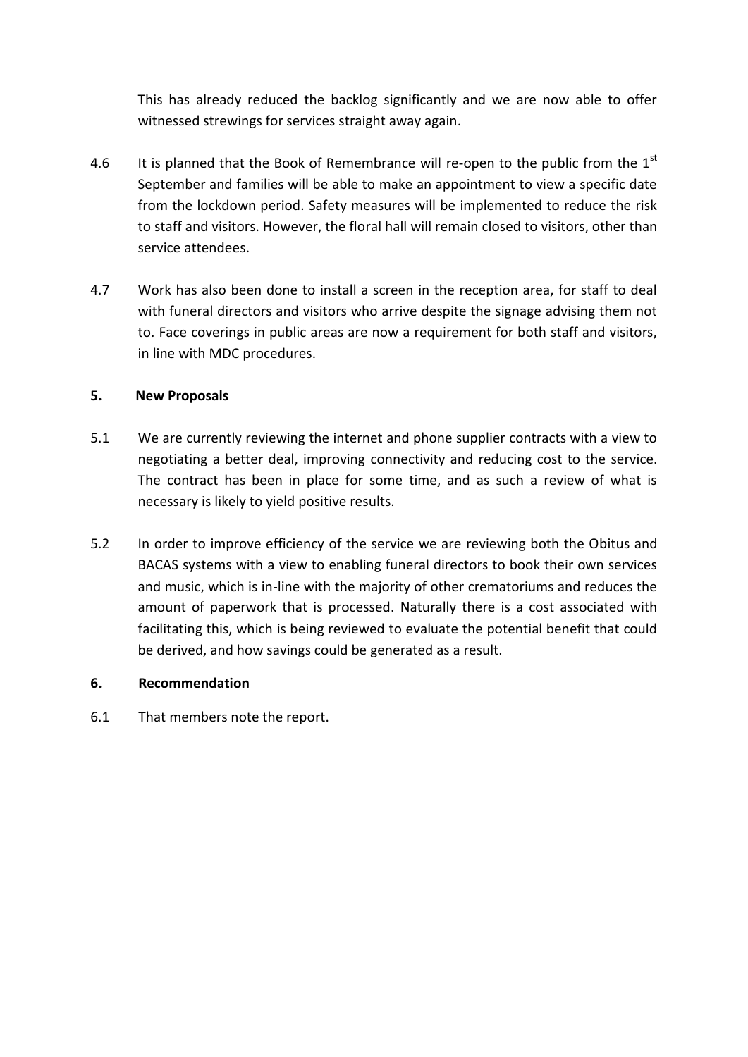This has already reduced the backlog significantly and we are now able to offer witnessed strewings for services straight away again.

4.6 It is planned that the Book of Remembrance will re-open to the public from the 1st September and families will be able to make an appointment to view a specific date from the lockdown period. Safety measures will be implemented to reduce the risk to staff and visitors. However, the floral hall will remain closed to visitors, other than service attendees.

4.7 Work has also been done to install a screen in the reception area, for staff to deal with funeral directors and visitors who arrive despite the signage advising them not to. Face coverings in public areas are now a requirement for both staff and visitors, in line with MDC procedures.

**5. New Proposals**

5.1 We are currently reviewing the internet and phone supplier contracts with a view to negotiating a better deal, improving connectivity and reducing cost to the service. The contract has been in place for some time, and as such a review of what is necessary is likely to yield positive results.

5.2 In order to improve efficiency of the service we are reviewing both the Obitus and BACAS systems with a view to enabling funeral directors to book their own services and music, which is in-line with the majority of other crematoriums and reduces the amount of paperwork that is processed. Naturally there is a cost associated with facilitating this, which is being reviewed to evaluate the potential benefit that could be derived, and how savings could be generated as a result.

**6. Recommendation**

6.1 That members note the report.